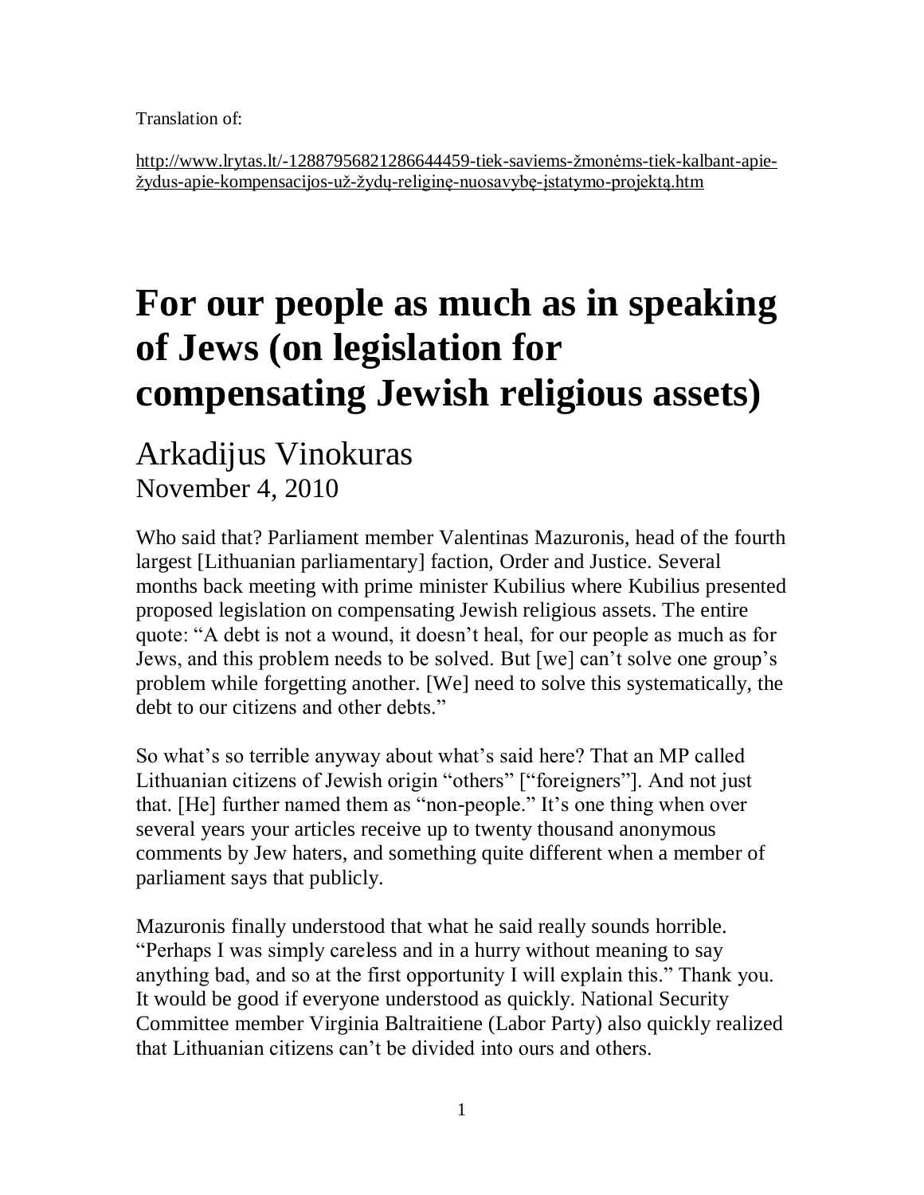Translation of:

http://www.lrytas.lt/-12887956821286644459-tiek-saviems-žmonėms-tiek-kalbant-apie-žydus-apie-kompensacijos-už-žydų-religinę-nuosavybę-įstatymo-projektą.htm

# For our people as much as in speaking of Jews (on legislation for compensating Jewish religious assets)

## Arkadijus Vinokuras

November 4, 2010

Who said that? Parliament member Valentinas Mazuronis, head of the fourth largest [Lithuanian parliamentary] faction, Order and Justice. Several months back meeting with prime minister Kubilius where Kubilius presented proposed legislation on compensating Jewish religious assets. The entire quote: "A debt is not a wound, it doesn't heal, for our people as much as for Jews, and this problem needs to be solved. But [we] can't solve one group's problem while forgetting another. [We] need to solve this systematically, the debt to our citizens and other debts."

So what's so terrible anyway about what's said here? That an MP called Lithuanian citizens of Jewish origin "others" ["foreigners"]. And not just that. [He] further named them as "non-people." It's one thing when over several years your articles receive up to twenty thousand anonymous comments by Jew haters, and something quite different when a member of parliament says that publicly.

Mazuronis finally understood that what he said really sounds horrible. "Perhaps I was simply careless and in a hurry without meaning to say anything bad, and so at the first opportunity I will explain this." Thank you. It would be good if everyone understood as quickly. National Security Committee member Virginia Baltraitiene (Labor Party) also quickly realized that Lithuanian citizens can't be divided into ours and others.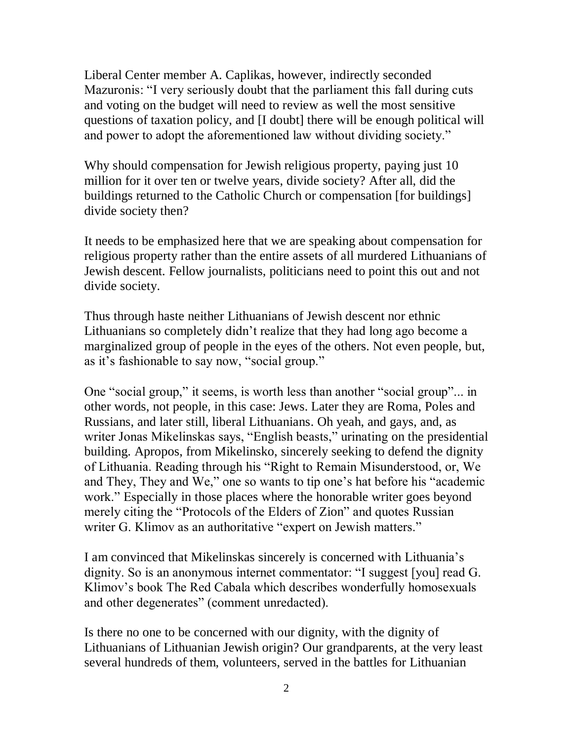Liberal Center member A. Caplikas, however, indirectly seconded Mazuronis: "I very seriously doubt that the parliament this fall during cuts and voting on the budget will need to review as well the most sensitive questions of taxation policy, and [I doubt] there will be enough political will and power to adopt the aforementioned law without dividing society."

Why should compensation for Jewish religious property, paying just 10 million for it over ten or twelve years, divide society? After all, did the buildings returned to the Catholic Church or compensation [for buildings] divide society then?

It needs to be emphasized here that we are speaking about compensation for religious property rather than the entire assets of all murdered Lithuanians of Jewish descent. Fellow journalists, politicians need to point this out and not divide society.

Thus through haste neither Lithuanians of Jewish descent nor ethnic Lithuanians so completely didn't realize that they had long ago become a marginalized group of people in the eyes of the others. Not even people, but, as it's fashionable to say now, "social group."

One "social group," it seems, is worth less than another "social group"... in other words, not people, in this case: Jews. Later they are Roma, Poles and Russians, and later still, liberal Lithuanians. Oh yeah, and gays, and, as writer Jonas Mikelinskas says, "English beasts," urinating on the presidential building. Apropos, from Mikelinsko, sincerely seeking to defend the dignity of Lithuania. Reading through his "Right to Remain Misunderstood, or, We and They, They and We," one so wants to tip one's hat before his "academic work." Especially in those places where the honorable writer goes beyond merely citing the "Protocols of the Elders of Zion" and quotes Russian writer G. Klimov as an authoritative "expert on Jewish matters."

I am convinced that Mikelinskas sincerely is concerned with Lithuania's dignity. So is an anonymous internet commentator: "I suggest [you] read G. Klimov's book The Red Cabala which describes wonderfully homosexuals and other degenerates" (comment unredacted).

Is there no one to be concerned with our dignity, with the dignity of Lithuanians of Lithuanian Jewish origin? Our grandparents, at the very least several hundreds of them, volunteers, served in the battles for Lithuanian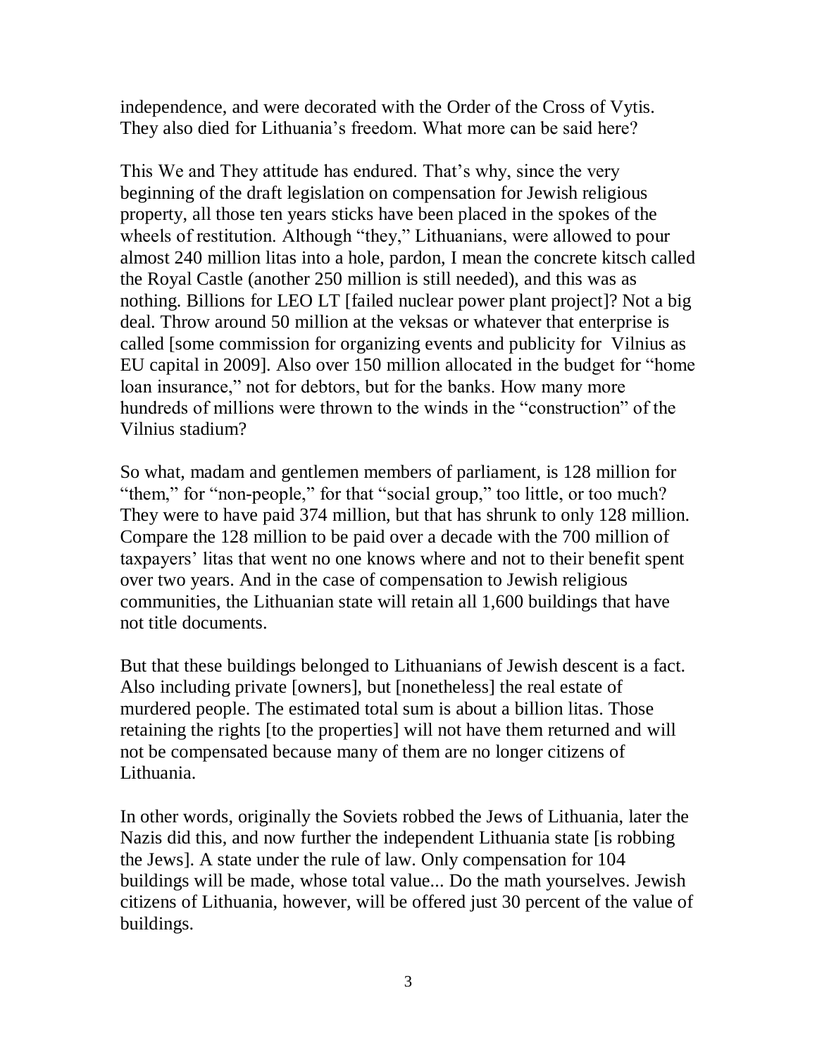independence, and were decorated with the Order of the Cross of Vytis. They also died for Lithuania's freedom. What more can be said here?

This We and They attitude has endured. That's why, since the very beginning of the draft legislation on compensation for Jewish religious property, all those ten years sticks have been placed in the spokes of the wheels of restitution. Although "they," Lithuanians, were allowed to pour almost 240 million litas into a hole, pardon, I mean the concrete kitsch called the Royal Castle (another 250 million is still needed), and this was as nothing. Billions for LEO LT [failed nuclear power plant project]? Not a big deal. Throw around 50 million at the veksas or whatever that enterprise is called [some commission for organizing events and publicity for Vilnius as EU capital in 2009]. Also over 150 million allocated in the budget for "home loan insurance," not for debtors, but for the banks. How many more hundreds of millions were thrown to the winds in the "construction" of the Vilnius stadium?

So what, madam and gentlemen members of parliament, is 128 million for "them," for "non-people," for that "social group," too little, or too much? They were to have paid 374 million, but that has shrunk to only 128 million. Compare the 128 million to be paid over a decade with the 700 million of taxpayers' litas that went no one knows where and not to their benefit spent over two years. And in the case of compensation to Jewish religious communities, the Lithuanian state will retain all 1,600 buildings that have not title documents.

But that these buildings belonged to Lithuanians of Jewish descent is a fact. Also including private [owners], but [nonetheless] the real estate of murdered people. The estimated total sum is about a billion litas. Those retaining the rights [to the properties] will not have them returned and will not be compensated because many of them are no longer citizens of Lithuania.

In other words, originally the Soviets robbed the Jews of Lithuania, later the Nazis did this, and now further the independent Lithuania state [is robbing the Jews]. A state under the rule of law. Only compensation for 104 buildings will be made, whose total value... Do the math yourselves. Jewish citizens of Lithuania, however, will be offered just 30 percent of the value of buildings.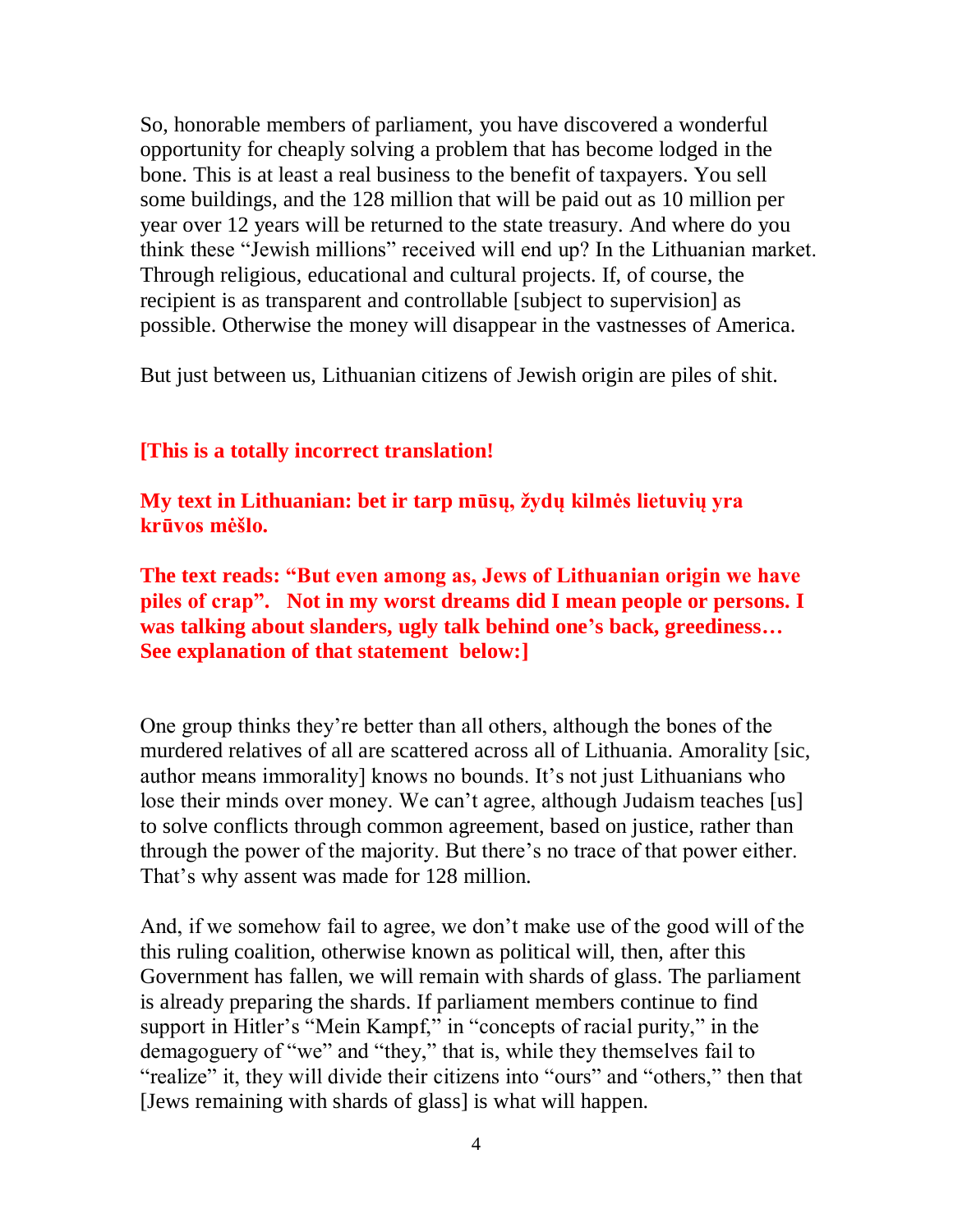So, honorable members of parliament, you have discovered a wonderful opportunity for cheaply solving a problem that has become lodged in the bone. This is at least a real business to the benefit of taxpayers. You sell some buildings, and the 128 million that will be paid out as 10 million per year over 12 years will be returned to the state treasury. And where do you think these "Jewish millions" received will end up? In the Lithuanian market. Through religious, educational and cultural projects. If, of course, the recipient is as transparent and controllable [subject to supervision] as possible. Otherwise the money will disappear in the vastnesses of America.

But just between us, Lithuanian citizens of Jewish origin are piles of shit.

**[This is a totally incorrect translation!**

**My text in Lithuanian: bet ir tarp mūsų, žydų kilmės lietuvių yra krūvos mėšlo.**

**The text reads: "But even among as, Jews of Lithuanian origin we have piles of crap". Not in my worst dreams did I mean people or persons. I was talking about slanders, ugly talk behind one's back, greediness… See explanation of that statement below:]**

One group thinks they're better than all others, although the bones of the murdered relatives of all are scattered across all of Lithuania. Amorality [sic, author means immorality] knows no bounds. It's not just Lithuanians who lose their minds over money. We can't agree, although Judaism teaches [us] to solve conflicts through common agreement, based on justice, rather than through the power of the majority. But there's no trace of that power either. That's why assent was made for 128 million.

And, if we somehow fail to agree, we don't make use of the good will of the this ruling coalition, otherwise known as political will, then, after this Government has fallen, we will remain with shards of glass. The parliament is already preparing the shards. If parliament members continue to find support in Hitler's "Mein Kampf," in "concepts of racial purity," in the demagoguery of "we" and "they," that is, while they themselves fail to "realize" it, they will divide their citizens into "ours" and "others," then that [Jews remaining with shards of glass] is what will happen.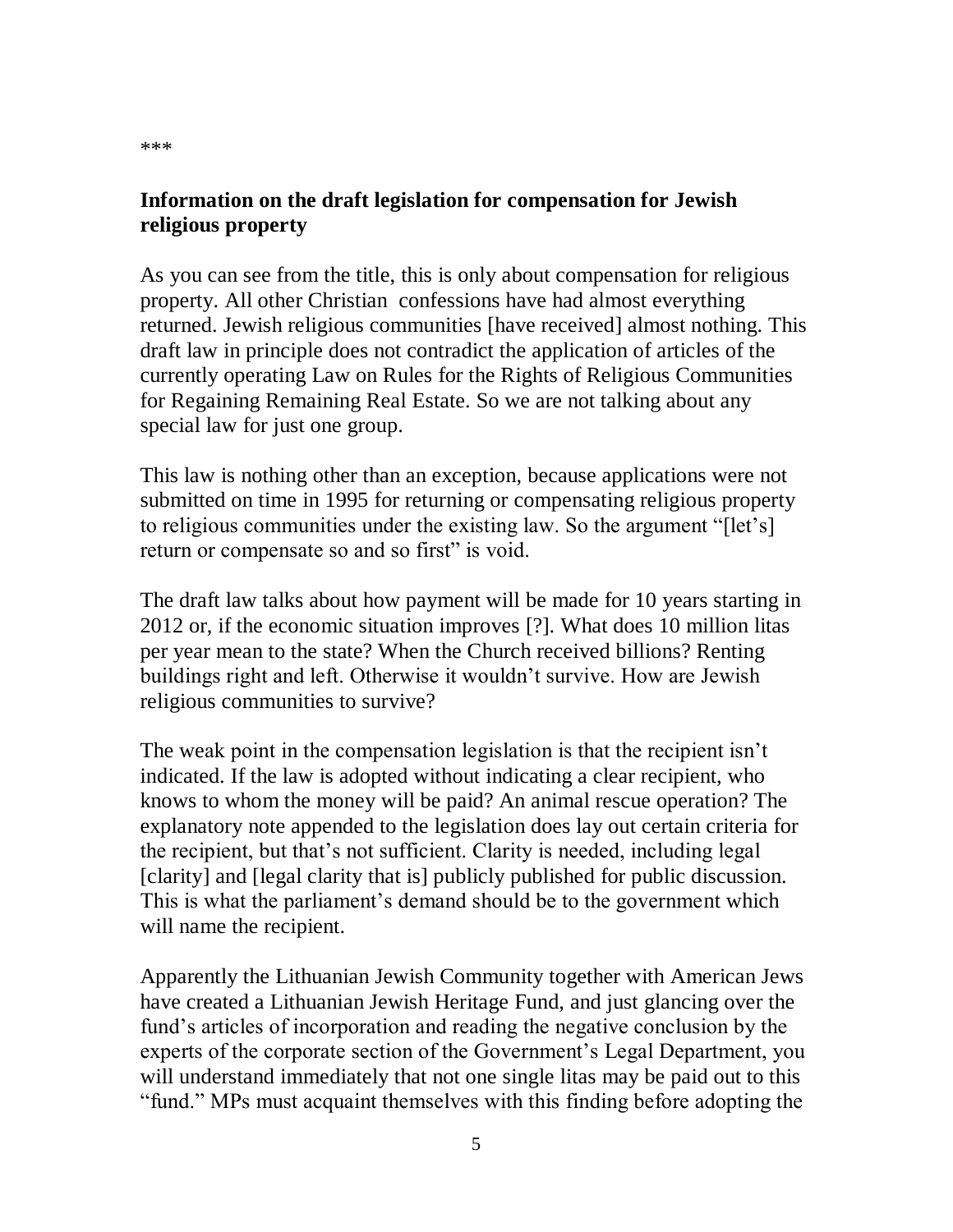***

**Information on the draft legislation for compensation for Jewish religious property**

As you can see from the title, this is only about compensation for religious property. All other Christian confessions have had almost everything returned. Jewish religious communities [have received] almost nothing. This draft law in principle does not contradict the application of articles of the currently operating Law on Rules for the Rights of Religious Communities for Regaining Remaining Real Estate. So we are not talking about any special law for just one group.

This law is nothing other than an exception, because applications were not submitted on time in 1995 for returning or compensating religious property to religious communities under the existing law. So the argument "[let's] return or compensate so and so first" is void.

The draft law talks about how payment will be made for 10 years starting in 2012 or, if the economic situation improves [?]. What does 10 million litas per year mean to the state? When the Church received billions? Renting buildings right and left. Otherwise it wouldn't survive. How are Jewish religious communities to survive?

The weak point in the compensation legislation is that the recipient isn't indicated. If the law is adopted without indicating a clear recipient, who knows to whom the money will be paid? An animal rescue operation? The explanatory note appended to the legislation does lay out certain criteria for the recipient, but that's not sufficient. Clarity is needed, including legal [clarity] and [legal clarity that is] publicly published for public discussion. This is what the parliament's demand should be to the government which will name the recipient.

Apparently the Lithuanian Jewish Community together with American Jews have created a Lithuanian Jewish Heritage Fund, and just glancing over the fund's articles of incorporation and reading the negative conclusion by the experts of the corporate section of the Government's Legal Department, you will understand immediately that not one single litas may be paid out to this "fund." MPs must acquaint themselves with this finding before adopting the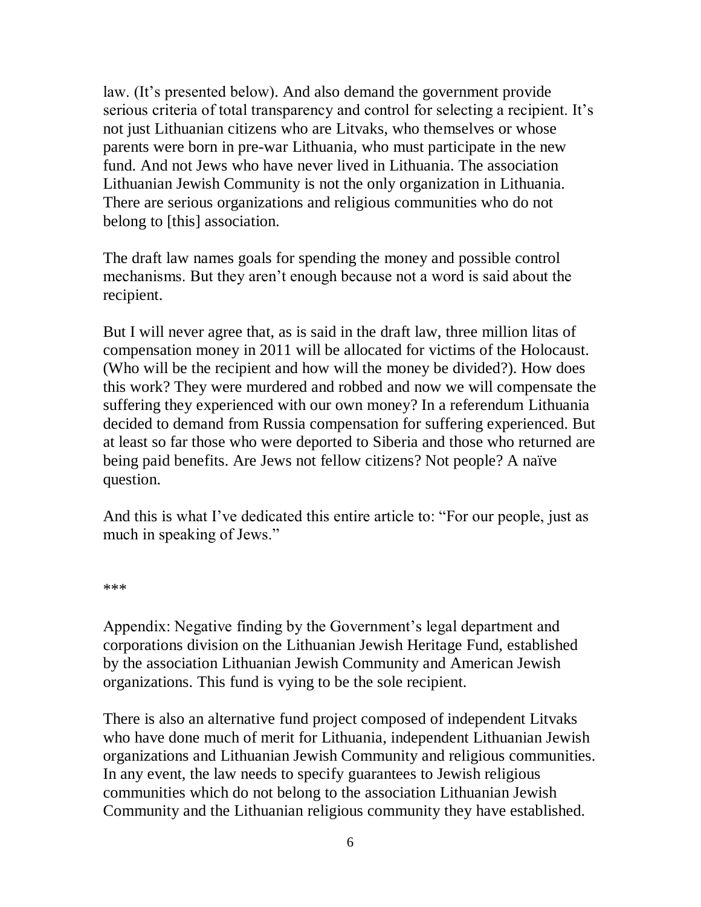law. (It's presented below). And also demand the government provide serious criteria of total transparency and control for selecting a recipient. It's not just Lithuanian citizens who are Litvaks, who themselves or whose parents were born in pre-war Lithuania, who must participate in the new fund. And not Jews who have never lived in Lithuania. The association Lithuanian Jewish Community is not the only organization in Lithuania. There are serious organizations and religious communities who do not belong to [this] association.

The draft law names goals for spending the money and possible control mechanisms. But they aren't enough because not a word is said about the recipient.

But I will never agree that, as is said in the draft law, three million litas of compensation money in 2011 will be allocated for victims of the Holocaust. (Who will be the recipient and how will the money be divided?). How does this work? They were murdered and robbed and now we will compensate the suffering they experienced with our own money? In a referendum Lithuania decided to demand from Russia compensation for suffering experienced. But at least so far those who were deported to Siberia and those who returned are being paid benefits. Are Jews not fellow citizens? Not people? A naïve question.

And this is what I've dedicated this entire article to: "For our people, just as much in speaking of Jews."

\*\*\*

Appendix: Negative finding by the Government's legal department and corporations division on the Lithuanian Jewish Heritage Fund, established by the association Lithuanian Jewish Community and American Jewish organizations. This fund is vying to be the sole recipient.

There is also an alternative fund project composed of independent Litvaks who have done much of merit for Lithuania, independent Lithuanian Jewish organizations and Lithuanian Jewish Community and religious communities. In any event, the law needs to specify guarantees to Jewish religious communities which do not belong to the association Lithuanian Jewish Community and the Lithuanian religious community they have established.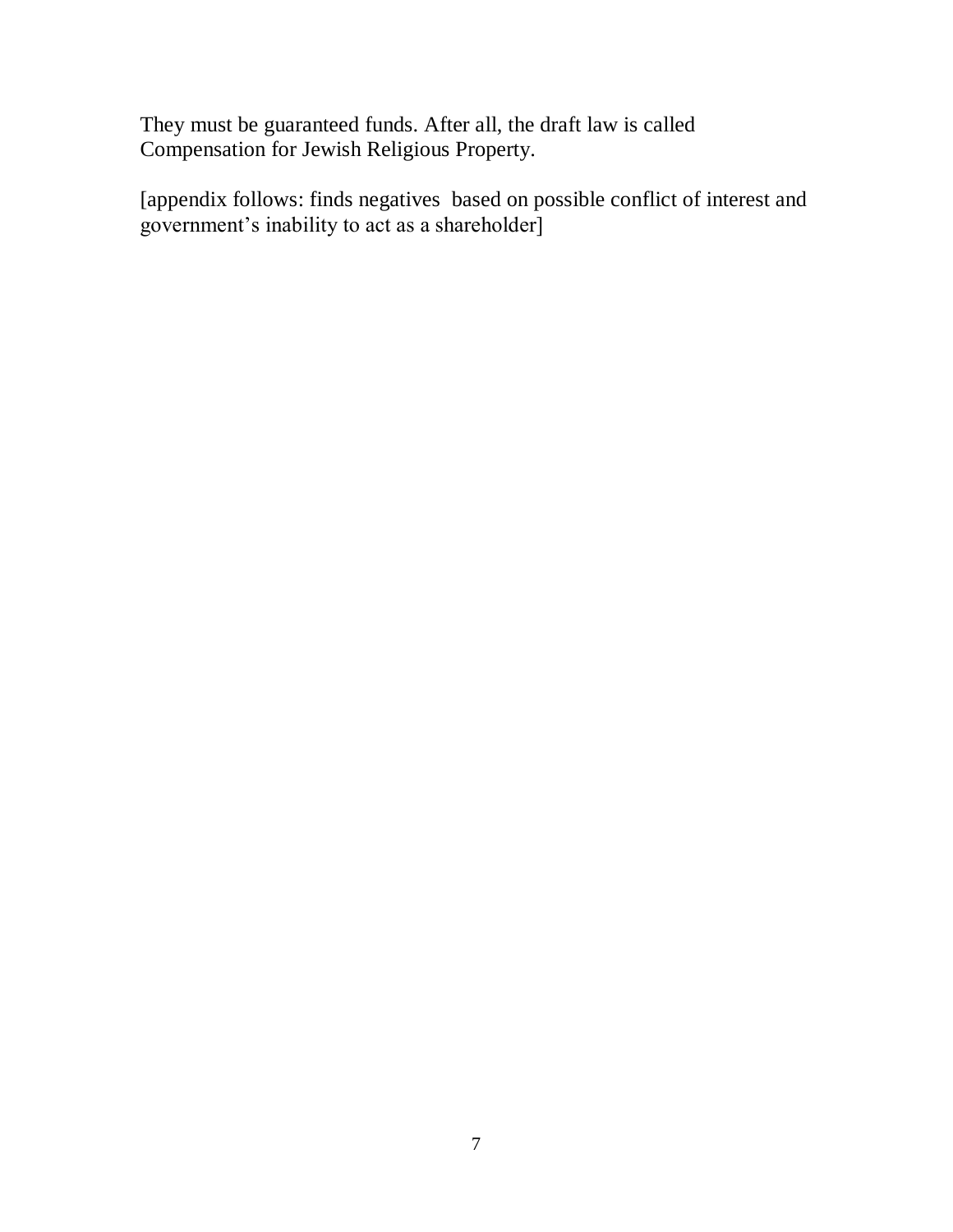They must be guaranteed funds. After all, the draft law is called Compensation for Jewish Religious Property.

[appendix follows: finds negatives  based on possible conflict of interest and government's inability to act as a shareholder]